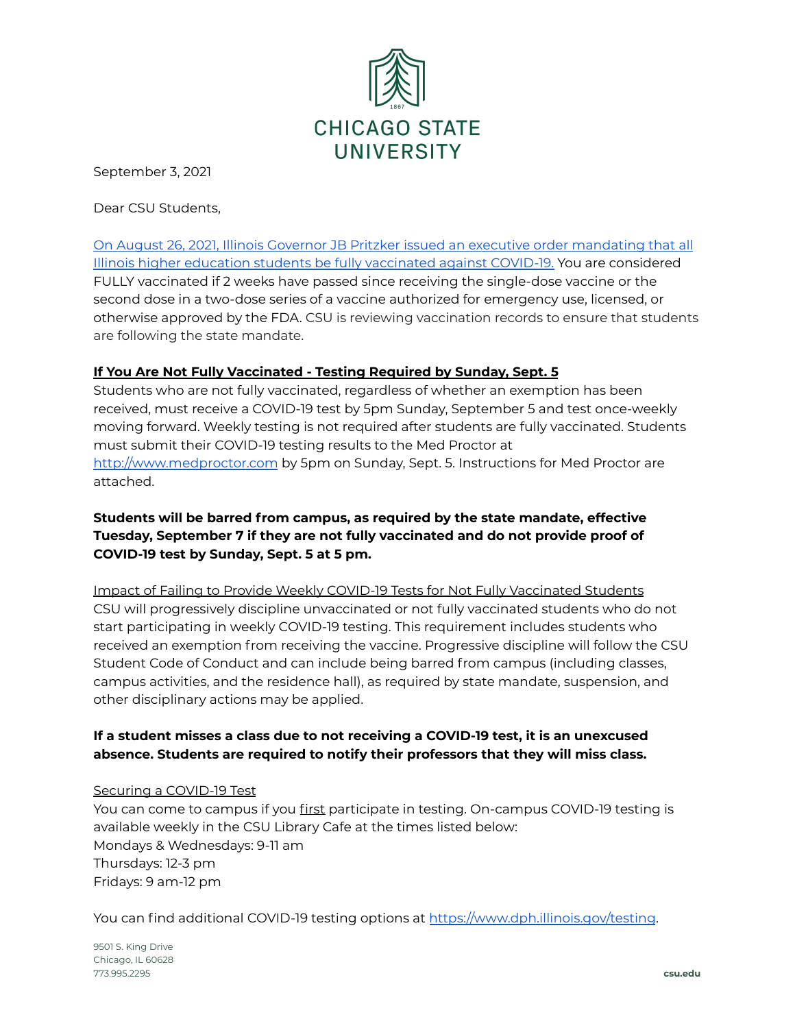# CHICAGO STATE UNIVERSITY

September 3, 2021

Dear CSU Students,

On August 26, 2021, Illinois Governor JB Pritzker issued an executive order mandating that all Illinois higher education students be fully vaccinated against COVID-19. You are considered FULLY vaccinated if 2 weeks have passed since receiving the single-dose vaccine or the second dose in a two-dose series of a vaccine authorized for emergency use, licensed, or otherwise approved by the FDA. CSU is reviewing vaccination records to ensure that students are following the state mandate.

**If You Are Not Fully Vaccinated - Testing Required by Sunday, Sept. 5**

Students who are not fully vaccinated, regardless of whether an exemption has been received, must receive a COVID-19 test by 5pm Sunday, September 5 and test once-weekly moving forward. Weekly testing is not required after students are fully vaccinated. Students must submit their COVID-19 testing results to the Med Proctor at http://www.medproctor.com by 5pm on Sunday, Sept. 5. Instructions for Med Proctor are attached.

**Students will be barred from campus, as required by the state mandate, effective Tuesday, September 7 if they are not fully vaccinated and do not provide proof of COVID-19 test by Sunday, Sept. 5 at 5 pm.**

Impact of Failing to Provide Weekly COVID-19 Tests for Not Fully Vaccinated Students

CSU will progressively discipline unvaccinated or not fully vaccinated students who do not start participating in weekly COVID-19 testing. This requirement includes students who received an exemption from receiving the vaccine. Progressive discipline will follow the CSU Student Code of Conduct and can include being barred from campus (including classes, campus activities, and the residence hall), as required by state mandate, suspension, and other disciplinary actions may be applied.

**If a student misses a class due to not receiving a COVID-19 test, it is an unexcused absence. Students are required to notify their professors that they will miss class.**

Securing a COVID-19 Test

You can come to campus if you first participate in testing. On-campus COVID-19 testing is available weekly in the CSU Library Cafe at the times listed below:

Mondays & Wednesdays: 9-11 am
Thursdays: 12-3 pm
Fridays: 9 am-12 pm

You can find additional COVID-19 testing options at https://www.dph.illinois.gov/testing.

9501 S. King Drive
Chicago, IL 60628
773.995.2295

csu.edu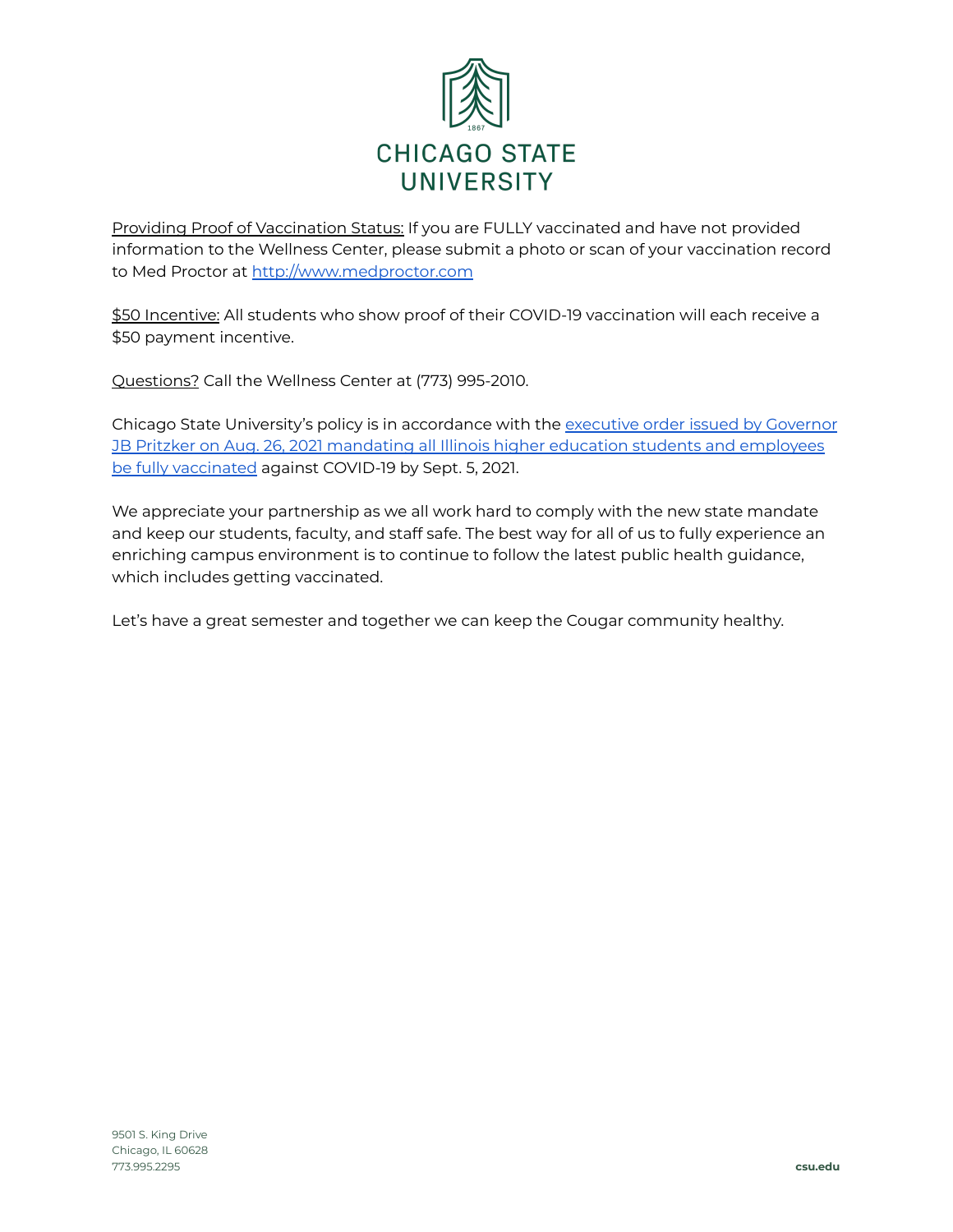CHICAGO STATE UNIVERSITY

Providing Proof of Vaccination Status: If you are FULLY vaccinated and have not provided information to the Wellness Center, please submit a photo or scan of your vaccination record to Med Proctor at http://www.medproctor.com

$50 Incentive: All students who show proof of their COVID-19 vaccination will each receive a $50 payment incentive.

Questions? Call the Wellness Center at (773) 995-2010.

Chicago State University's policy is in accordance with the executive order issued by Governor JB Pritzker on Aug. 26, 2021 mandating all Illinois higher education students and employees be fully vaccinated against COVID-19 by Sept. 5, 2021.

We appreciate your partnership as we all work hard to comply with the new state mandate and keep our students, faculty, and staff safe. The best way for all of us to fully experience an enriching campus environment is to continue to follow the latest public health guidance, which includes getting vaccinated.

Let's have a great semester and together we can keep the Cougar community healthy.